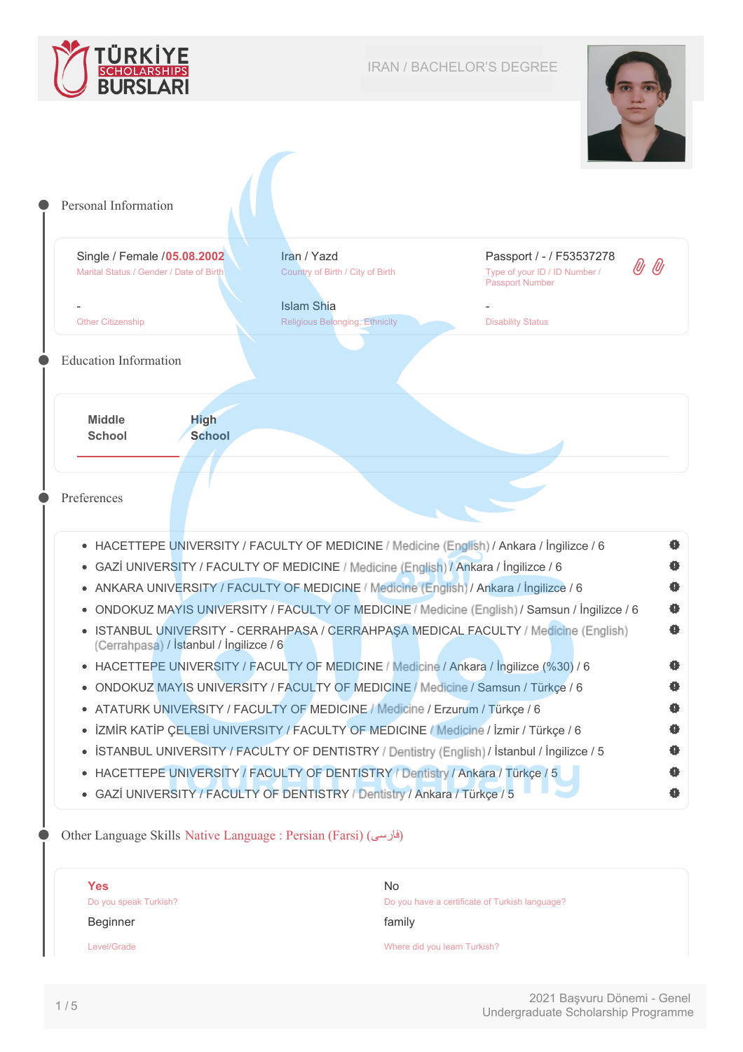TÜRKİYE SCHOLARSHIPS BURSLARI

IRAN / BACHELOR'S DEGREE

## Personal Information

| | | |
|---|---|---|
| Single / Female /05.08.2002<br>Marital Status / Gender / Date of Birth | Iran / Yazd<br>Country of Birth / City of Birth | Passport / - / F53537278<br>Type of your ID / ID Number / Passport Number |
| -<br>Other Citizenship | Islam Shia<br>Religious Belonging, Ethnicity | -<br>Disability Status |

## Education Information

**Middle School** | **High School**

## Preferences

- HACETTEPE UNIVERSITY / FACULTY OF MEDICINE / Medicine (English) / Ankara / İngilizce / 6
- GAZİ UNIVERSITY / FACULTY OF MEDICINE / Medicine (English) / Ankara / İngilizce / 6
- ANKARA UNIVERSITY / FACULTY OF MEDICINE / Medicine (English) / Ankara / İngilizce / 6
- ONDOKUZ MAYIS UNIVERSITY / FACULTY OF MEDICINE / Medicine (English) / Samsun / İngilizce / 6
- ISTANBUL UNIVERSITY - CERRAHPASA / CERRAHPAŞA MEDICAL FACULTY / Medicine (English) (Cerrahpasa) / İstanbul / İngilizce / 6
- HACETTEPE UNIVERSITY / FACULTY OF MEDICINE / Medicine / Ankara / İngilizce (%30) / 6
- ONDOKUZ MAYIS UNIVERSITY / FACULTY OF MEDICINE / Medicine / Samsun / Türkçe / 6
- ATATURK UNIVERSITY / FACULTY OF MEDICINE / Medicine / Erzurum / Türkçe / 6
- İZMİR KATİP ÇELEBİ UNIVERSITY / FACULTY OF MEDICINE / Medicine / İzmir / Türkçe / 6
- İSTANBUL UNIVERSITY / FACULTY OF DENTISTRY / Dentistry (English) / İstanbul / İngilizce / 5
- HACETTEPE UNIVERSITY / FACULTY OF DENTISTRY / Dentistry / Ankara / Türkçe / 5
- GAZİ UNIVERSITY / FACULTY OF DENTISTRY / Dentistry / Ankara / Türkçe / 5

## Other Language Skills Native Language : Persian (Farsi) (فارسی)

| | |
|---|---|
| **Yes**<br>Do you speak Turkish? | No<br>Do you have a certificate of Turkish language? |
| Beginner<br>Level/Grade | family<br>Where did you learn Turkish? |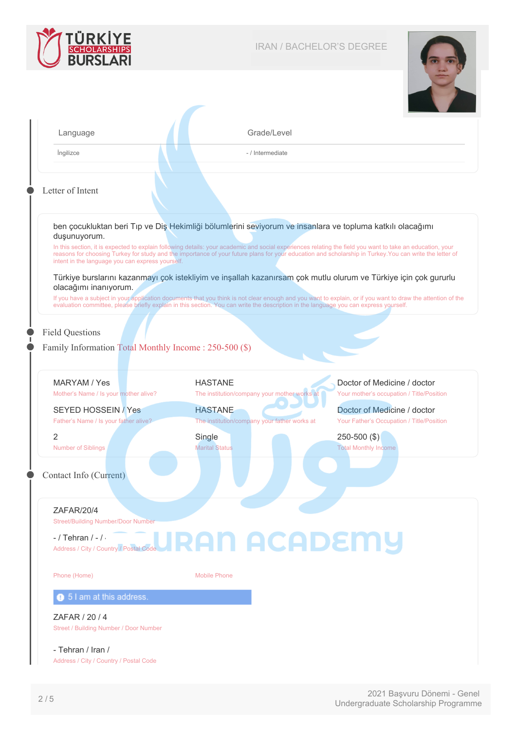| Language | Grade/Level |
|---|---|
| İngilizce | - / Intermediate |

## Letter of Intent

ben çocukluktan beri Tıp ve Diş Hekimliği bölumlerini seviyorum ve insanlara ve topluma katkılı olacağımı duşunuyorum.

In this section, it is expected to explain following details: your academic and social experiences relating the field you want to take an education, your reasons for choosing Turkey for study and the importance of your future plans for your education and scholarship in Turkey.You can write the letter of intent in the language you can express yourself.

Türkiye burslarını kazanmayı çok istekliyim ve inşallah kazanırsam çok mutlu olurum ve Türkiye için çok gururlu olacağımı inanıyorum.

If you have a subject in your application documents that you think is not clear enough and you want to explain, or if you want to draw the attention of the evaluation committee, please briefly explain in this section. You can write the description in the language you can express yourself.

## Field Questions

## Family Information Total Monthly Income : 250-500 ($)

| | | |
|---|---|---|
| MARYAM / Yes<br>Mother's Name / Is your mother alive? | HASTANE<br>The institution/company your mother works at | Doctor of Medicine / doctor<br>Your mother's occupation / Title/Position |
| SEYED HOSSEIN / Yes<br>Father's Name / Is your father alive? | HASTANE<br>The institution/company your father works at | Doctor of Medicine / doctor<br>Your Father's Occupation / Title/Position |
| 2<br>Number of Siblings | Single<br>Marital Status | 250-500 ($)<br>Total Monthly Income |

## Contact Info (Current)

ZAFAR/20/4
Street/Building Number/Door Number

- / Tehran / - / -
Address / City / Country / Postal Code

Phone (Home)

Mobile Phone

5 I am at this address.

ZAFAR / 20 / 4
Street / Building Number / Door Number

- Tehran / Iran /
Address / City / Country / Postal Code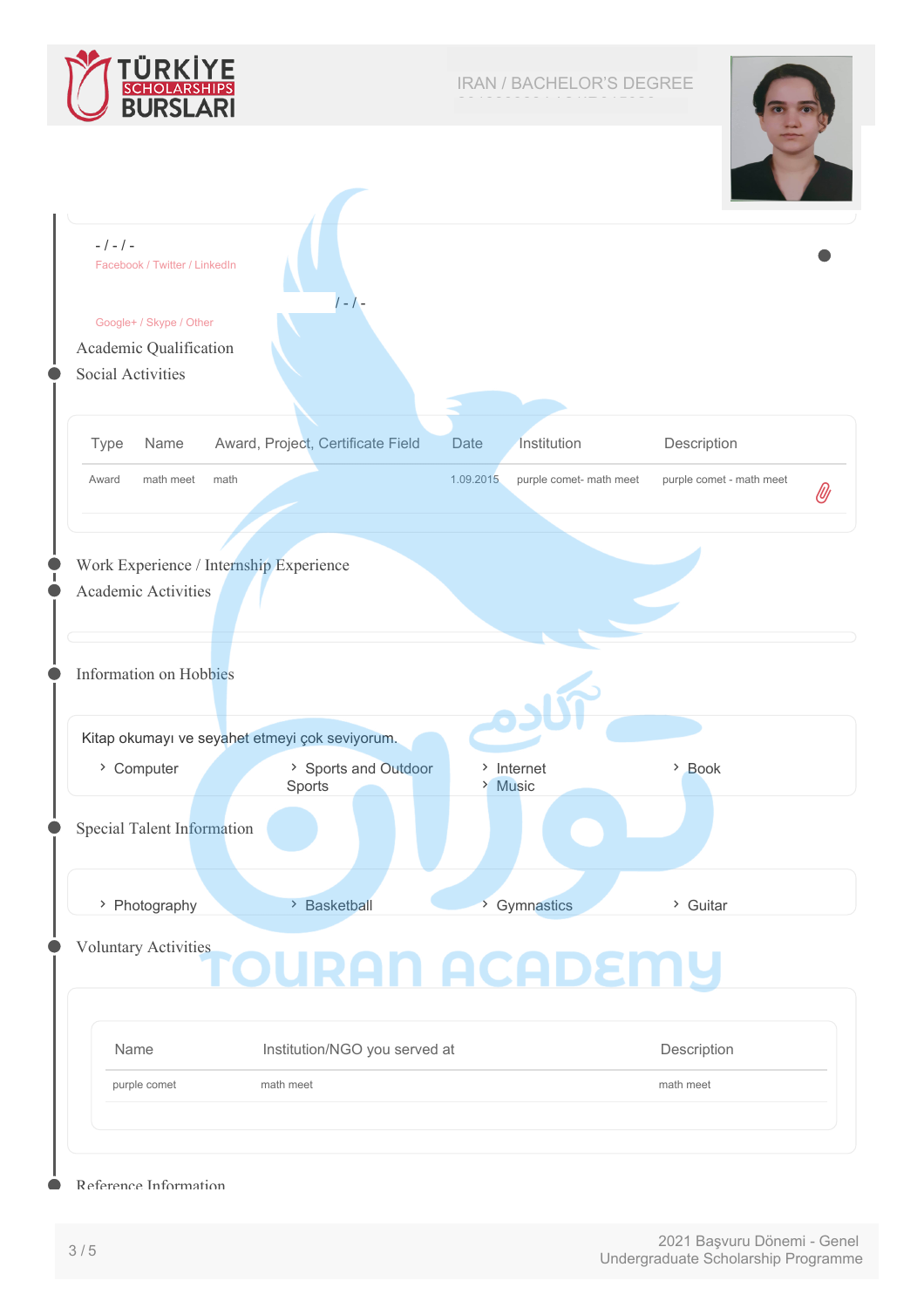IRAN / BACHELOR'S DEGREE

- / - / -

Facebook / Twitter / LinkedIn

/ - / -

Google+ / Skype / Other

## Academic Qualification

## Social Activities

| Type | Name | Award, Project, Certificate Field | Date | Institution | Description |
|---|---|---|---|---|---|
| Award | math meet | math | 1.09.2015 | purple comet- math meet | purple comet - math meet |

## Work Experience / Internship Experience

## Academic Activities

## Information on Hobbies

Kitap okumayı ve seyahet etmeyi çok seviyorum.

- Computer
- Sports and Outdoor Sports
- Internet
- Music
- Book

## Special Talent Information

- Photography
- Basketball
- Gymnastics
- Guitar

## Voluntary Activities

| Name | Institution/NGO you served at | Description |
|---|---|---|
| purple comet | math meet | math meet |

## Reference Information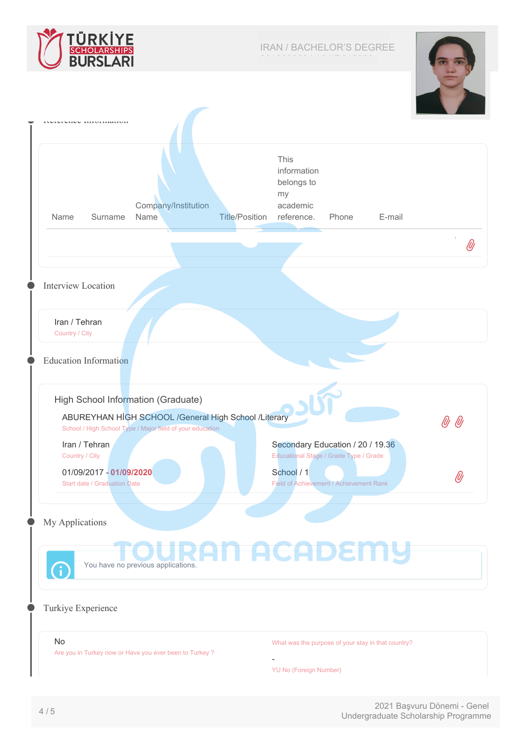IRAN / BACHELOR'S DEGREE

## Reference Information

| Name | Surname | Company/Institution Name | Title/Position | This information belongs to my academic reference. | Phone | E-mail |
|---|---|---|---|---|---|---|
| | | | | | | |

## Interview Location

Iran / Tehran
Country / City

## Education Information

### High School Information (Graduate)

ABUREYHAN HİGH SCHOOL /General High School /Literary
School / High School Type / Major field of your education

Iran / Tehran
Country / City

Secondary Education / 20 / 19.36
Educational Stage / Grade Type / Grade

01/09/2017 - **01/09/2020**
Start date / Graduation Date

School / 1
Field of Achievement / Achievement Rank

## My Applications

You have no previous applications.

## Turkiye Experience

No
Are you in Turkey now or Have you ever been to Turkey ?

What was the purpose of your stay in that country?

-
YU No (Foreign Number)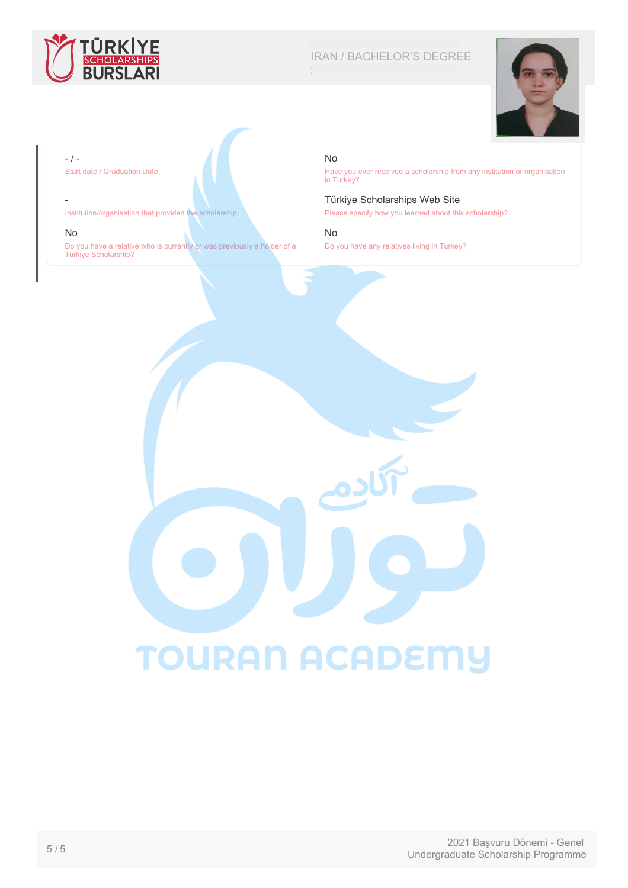IRAN / BACHELOR'S DEGREE

- / -
Start date / Graduation Date

-
Institution/organisation that provided the scholarship

No
Do you have a relative who is currently or was previously a holder of a Türkiye Scholarship?

No
Have you ever received a scholarship from any institution or organisation in Turkey?

Türkiye Scholarships Web Site
Please specify how you learned about this scholarship?

No
Do you have any relatives living in Turkey?